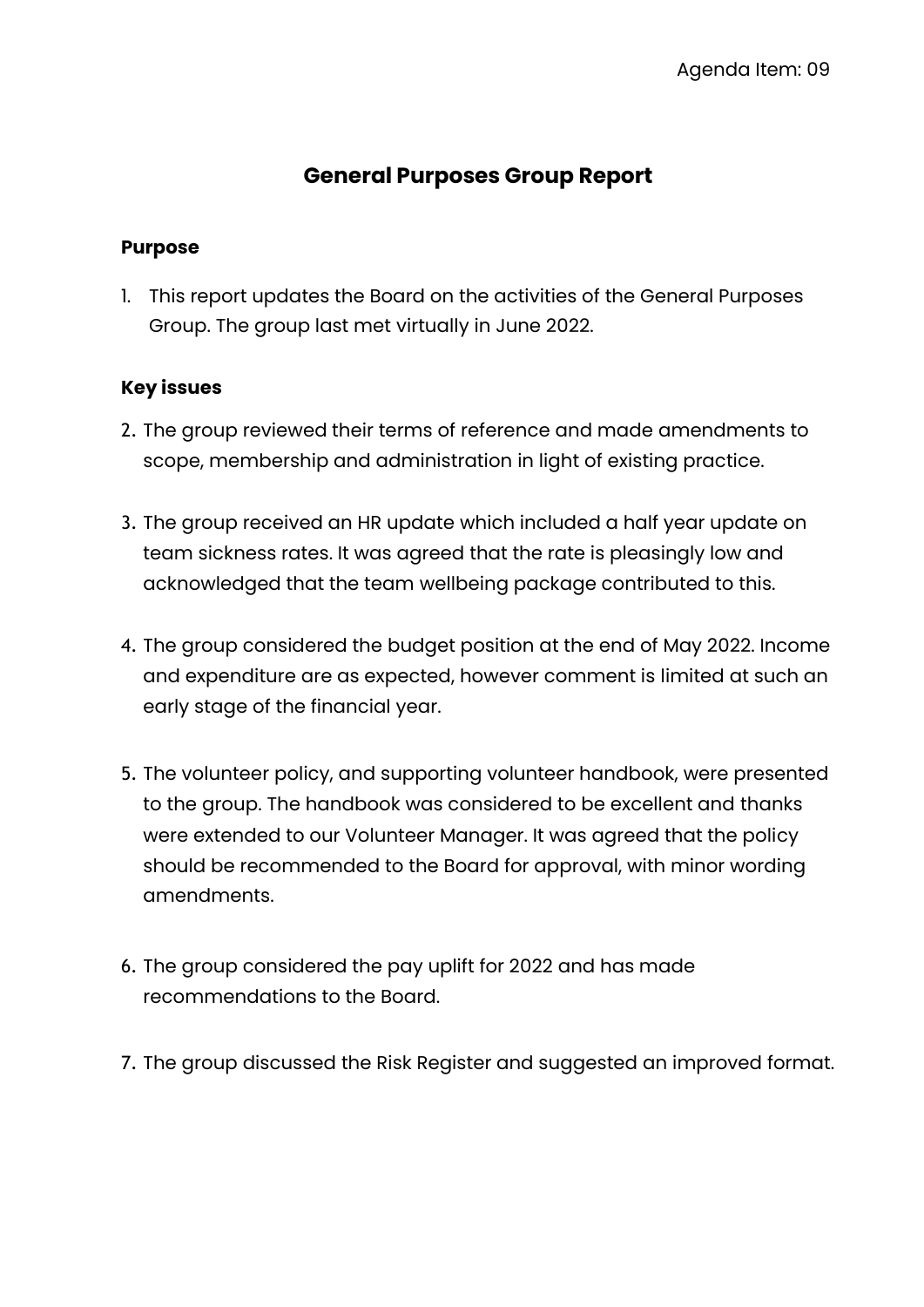Agenda Item: 09

# General Purposes Group Report

## Purpose

1. This report updates the Board on the activities of the General Purposes Group. The group last met virtually in June 2022.

## Key issues

2. The group reviewed their terms of reference and made amendments to scope, membership and administration in light of existing practice.

3. The group received an HR update which included a half year update on team sickness rates. It was agreed that the rate is pleasingly low and acknowledged that the team wellbeing package contributed to this.

4. The group considered the budget position at the end of May 2022. Income and expenditure are as expected, however comment is limited at such an early stage of the financial year.

5. The volunteer policy, and supporting volunteer handbook, were presented to the group. The handbook was considered to be excellent and thanks were extended to our Volunteer Manager. It was agreed that the policy should be recommended to the Board for approval, with minor wording amendments.

6. The group considered the pay uplift for 2022 and has made recommendations to the Board.

7. The group discussed the Risk Register and suggested an improved format.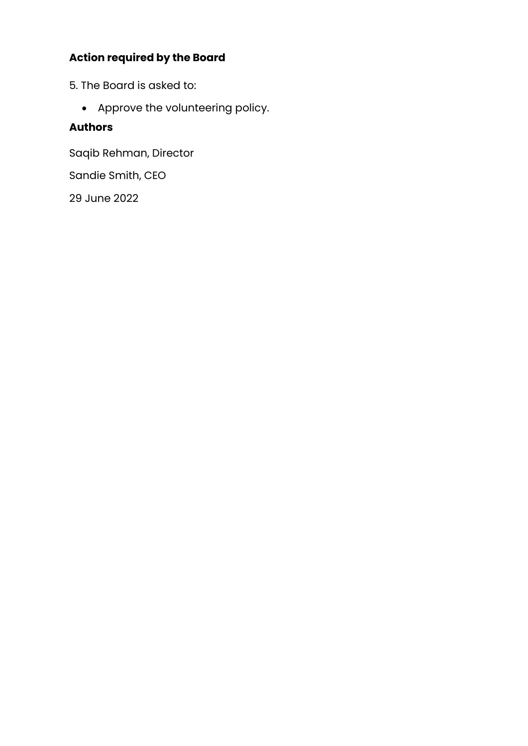## Action required by the Board

5. The Board is asked to:

- Approve the volunteering policy.

## Authors

Saqib Rehman, Director

Sandie Smith, CEO

29 June 2022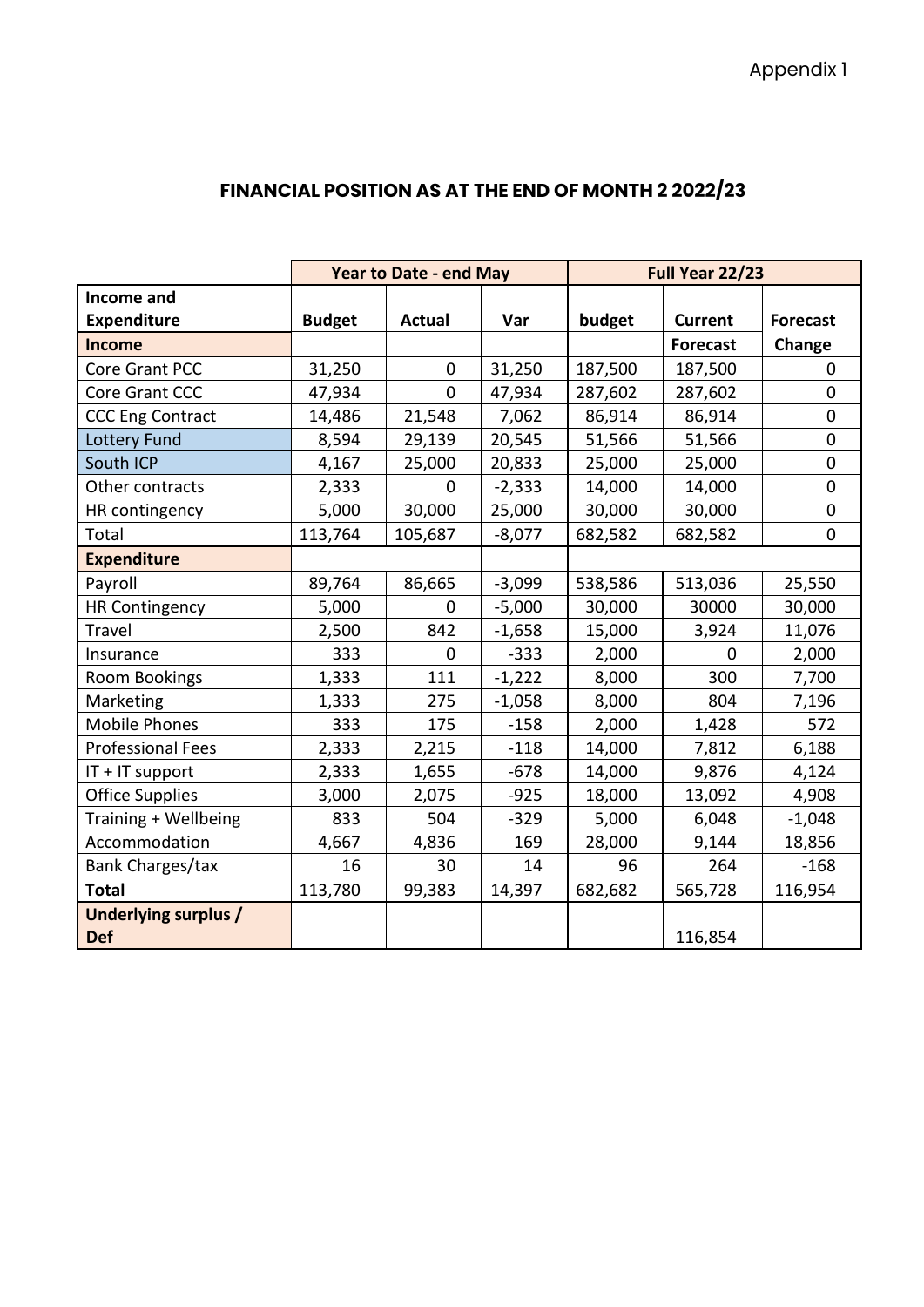Appendix 1

## FINANCIAL POSITION AS AT THE END OF MONTH 2 2022/23

| | Year to Date - end May | | | Full Year 22/23 | | |
|---|---|---|---|---|---|---|
| **Income and Expenditure** | **Budget** | **Actual** | **Var** | **budget** | **Current Forecast** | **Forecast Change** |
| **Income** | | | | | | |
| Core Grant PCC | 31,250 | 0 | 31,250 | 187,500 | 187,500 | 0 |
| Core Grant CCC | 47,934 | 0 | 47,934 | 287,602 | 287,602 | 0 |
| CCC Eng Contract | 14,486 | 21,548 | 7,062 | 86,914 | 86,914 | 0 |
| Lottery Fund | 8,594 | 29,139 | 20,545 | 51,566 | 51,566 | 0 |
| South ICP | 4,167 | 25,000 | 20,833 | 25,000 | 25,000 | 0 |
| Other contracts | 2,333 | 0 | -2,333 | 14,000 | 14,000 | 0 |
| HR contingency | 5,000 | 30,000 | 25,000 | 30,000 | 30,000 | 0 |
| Total | 113,764 | 105,687 | -8,077 | 682,582 | 682,582 | 0 |
| **Expenditure** | | | | | | |
| Payroll | 89,764 | 86,665 | -3,099 | 538,586 | 513,036 | 25,550 |
| HR Contingency | 5,000 | 0 | -5,000 | 30,000 | 30000 | 30,000 |
| Travel | 2,500 | 842 | -1,658 | 15,000 | 3,924 | 11,076 |
| Insurance | 333 | 0 | -333 | 2,000 | 0 | 2,000 |
| Room Bookings | 1,333 | 111 | -1,222 | 8,000 | 300 | 7,700 |
| Marketing | 1,333 | 275 | -1,058 | 8,000 | 804 | 7,196 |
| Mobile Phones | 333 | 175 | -158 | 2,000 | 1,428 | 572 |
| Professional Fees | 2,333 | 2,215 | -118 | 14,000 | 7,812 | 6,188 |
| IT + IT support | 2,333 | 1,655 | -678 | 14,000 | 9,876 | 4,124 |
| Office Supplies | 3,000 | 2,075 | -925 | 18,000 | 13,092 | 4,908 |
| Training + Wellbeing | 833 | 504 | -329 | 5,000 | 6,048 | -1,048 |
| Accommodation | 4,667 | 4,836 | 169 | 28,000 | 9,144 | 18,856 |
| Bank Charges/tax | 16 | 30 | 14 | 96 | 264 | -168 |
| **Total** | 113,780 | 99,383 | 14,397 | 682,682 | 565,728 | 116,954 |
| **Underlying surplus / Def** | | | | | 116,854 | |